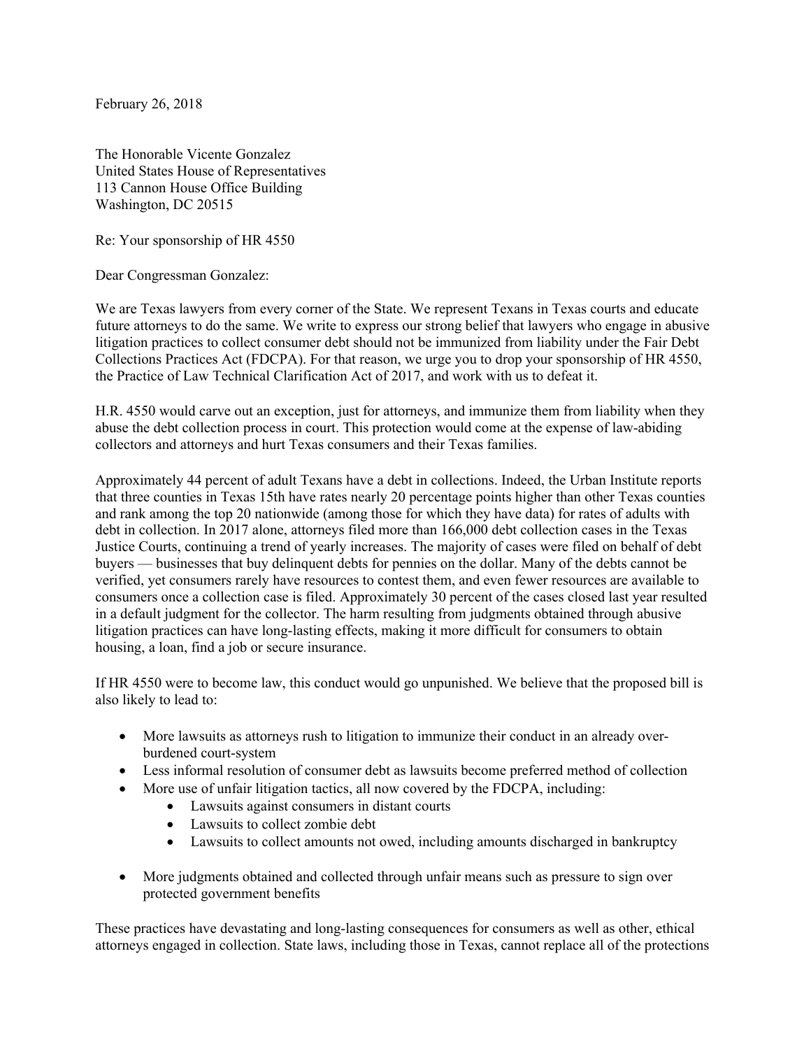February 26, 2018

The Honorable Vicente Gonzalez
United States House of Representatives
113 Cannon House Office Building
Washington, DC 20515

Re: Your sponsorship of HR 4550

Dear Congressman Gonzalez:

We are Texas lawyers from every corner of the State. We represent Texans in Texas courts and educate future attorneys to do the same. We write to express our strong belief that lawyers who engage in abusive litigation practices to collect consumer debt should not be immunized from liability under the Fair Debt Collections Practices Act (FDCPA). For that reason, we urge you to drop your sponsorship of HR 4550, the Practice of Law Technical Clarification Act of 2017, and work with us to defeat it.

H.R. 4550 would carve out an exception, just for attorneys, and immunize them from liability when they abuse the debt collection process in court. This protection would come at the expense of law-abiding collectors and attorneys and hurt Texas consumers and their Texas families.

Approximately 44 percent of adult Texans have a debt in collections. Indeed, the Urban Institute reports that three counties in Texas 15th have rates nearly 20 percentage points higher than other Texas counties and rank among the top 20 nationwide (among those for which they have data) for rates of adults with debt in collection. In 2017 alone, attorneys filed more than 166,000 debt collection cases in the Texas Justice Courts, continuing a trend of yearly increases. The majority of cases were filed on behalf of debt buyers — businesses that buy delinquent debts for pennies on the dollar. Many of the debts cannot be verified, yet consumers rarely have resources to contest them, and even fewer resources are available to consumers once a collection case is filed. Approximately 30 percent of the cases closed last year resulted in a default judgment for the collector. The harm resulting from judgments obtained through abusive litigation practices can have long-lasting effects, making it more difficult for consumers to obtain housing, a loan, find a job or secure insurance.

If HR 4550 were to become law, this conduct would go unpunished. We believe that the proposed bill is also likely to lead to:

- More lawsuits as attorneys rush to litigation to immunize their conduct in an already over-burdened court-system
- Less informal resolution of consumer debt as lawsuits become preferred method of collection
- More use of unfair litigation tactics, all now covered by the FDCPA, including:
  - Lawsuits against consumers in distant courts
  - Lawsuits to collect zombie debt
  - Lawsuits to collect amounts not owed, including amounts discharged in bankruptcy
- More judgments obtained and collected through unfair means such as pressure to sign over protected government benefits

These practices have devastating and long-lasting consequences for consumers as well as other, ethical attorneys engaged in collection. State laws, including those in Texas, cannot replace all of the protections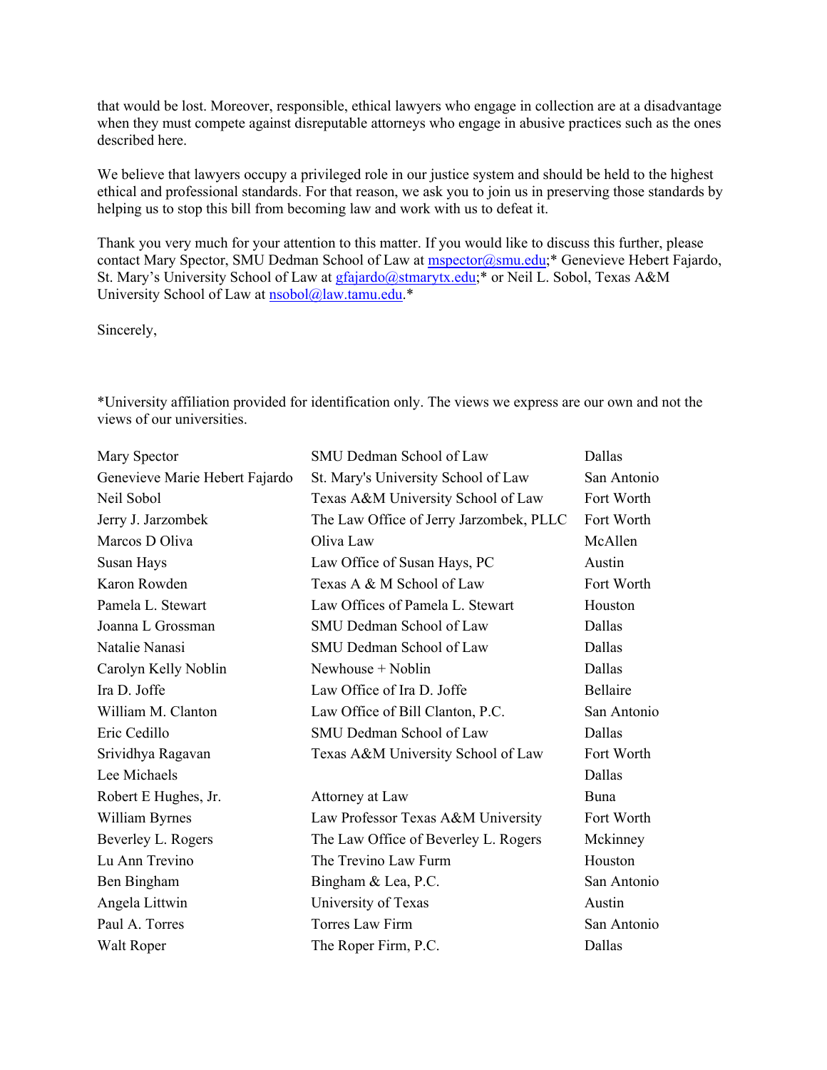that would be lost. Moreover, responsible, ethical lawyers who engage in collection are at a disadvantage when they must compete against disreputable attorneys who engage in abusive practices such as the ones described here.

We believe that lawyers occupy a privileged role in our justice system and should be held to the highest ethical and professional standards. For that reason, we ask you to join us in preserving those standards by helping us to stop this bill from becoming law and work with us to defeat it.

Thank you very much for your attention to this matter. If you would like to discuss this further, please contact Mary Spector, SMU Dedman School of Law at mspector@smu.edu;* Genevieve Hebert Fajardo, St. Mary's University School of Law at gfajardo@stmarytx.edu;* or Neil L. Sobol, Texas A&M University School of Law at nsobol@law.tamu.edu.*

Sincerely,

*University affiliation provided for identification only. The views we express are our own and not the views of our universities.

| | | |
|---|---|---|
| Mary Spector | SMU Dedman School of Law | Dallas |
| Genevieve Marie Hebert Fajardo | St. Mary's University School of Law | San Antonio |
| Neil Sobol | Texas A&M University School of Law | Fort Worth |
| Jerry J. Jarzombek | The Law Office of Jerry Jarzombek, PLLC | Fort Worth |
| Marcos D Oliva | Oliva Law | McAllen |
| Susan Hays | Law Office of Susan Hays, PC | Austin |
| Karon Rowden | Texas A & M School of Law | Fort Worth |
| Pamela L. Stewart | Law Offices of Pamela L. Stewart | Houston |
| Joanna L Grossman | SMU Dedman School of Law | Dallas |
| Natalie Nanasi | SMU Dedman School of Law | Dallas |
| Carolyn Kelly Noblin | Newhouse + Noblin | Dallas |
| Ira D. Joffe | Law Office of Ira D. Joffe | Bellaire |
| William M. Clanton | Law Office of Bill Clanton, P.C. | San Antonio |
| Eric Cedillo | SMU Dedman School of Law | Dallas |
| Srividhya Ragavan | Texas A&M University School of Law | Fort Worth |
| Lee Michaels | | Dallas |
| Robert E Hughes, Jr. | Attorney at Law | Buna |
| William Byrnes | Law Professor Texas A&M University | Fort Worth |
| Beverley L. Rogers | The Law Office of Beverley L. Rogers | Mckinney |
| Lu Ann Trevino | The Trevino Law Furm | Houston |
| Ben Bingham | Bingham & Lea, P.C. | San Antonio |
| Angela Littwin | University of Texas | Austin |
| Paul A. Torres | Torres Law Firm | San Antonio |
| Walt Roper | The Roper Firm, P.C. | Dallas |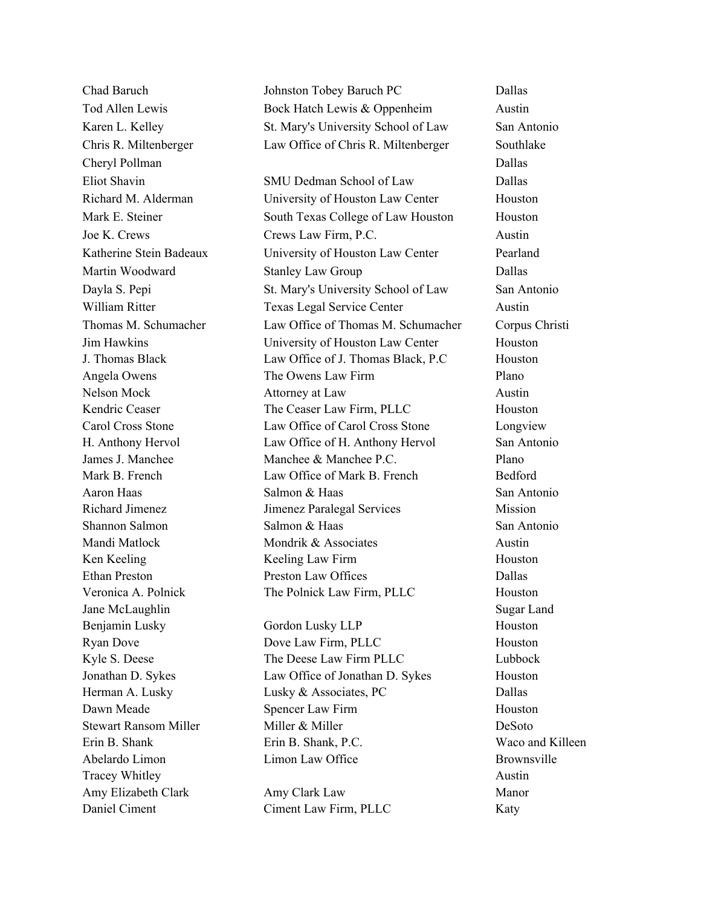| | | |
|---|---|---|
| Chad Baruch | Johnston Tobey Baruch PC | Dallas |
| Tod Allen Lewis | Bock Hatch Lewis & Oppenheim | Austin |
| Karen L. Kelley | St. Mary's University School of Law | San Antonio |
| Chris R. Miltenberger | Law Office of Chris R. Miltenberger | Southlake |
| Cheryl Pollman | | Dallas |
| Eliot Shavin | SMU Dedman School of Law | Dallas |
| Richard M. Alderman | University of Houston Law Center | Houston |
| Mark E. Steiner | South Texas College of Law Houston | Houston |
| Joe K. Crews | Crews Law Firm, P.C. | Austin |
| Katherine Stein Badeaux | University of Houston Law Center | Pearland |
| Martin Woodward | Stanley Law Group | Dallas |
| Dayla S. Pepi | St. Mary's University School of Law | San Antonio |
| William Ritter | Texas Legal Service Center | Austin |
| Thomas M. Schumacher | Law Office of Thomas M. Schumacher | Corpus Christi |
| Jim Hawkins | University of Houston Law Center | Houston |
| J. Thomas Black | Law Office of J. Thomas Black, P.C | Houston |
| Angela Owens | The Owens Law Firm | Plano |
| Nelson Mock | Attorney at Law | Austin |
| Kendric Ceaser | The Ceaser Law Firm, PLLC | Houston |
| Carol Cross Stone | Law Office of Carol Cross Stone | Longview |
| H. Anthony Hervol | Law Office of H. Anthony Hervol | San Antonio |
| James J. Manchee | Manchee & Manchee P.C. | Plano |
| Mark B. French | Law Office of Mark B. French | Bedford |
| Aaron Haas | Salmon & Haas | San Antonio |
| Richard Jimenez | Jimenez Paralegal Services | Mission |
| Shannon Salmon | Salmon & Haas | San Antonio |
| Mandi Matlock | Mondrik & Associates | Austin |
| Ken Keeling | Keeling Law Firm | Houston |
| Ethan Preston | Preston Law Offices | Dallas |
| Veronica A. Polnick | The Polnick Law Firm, PLLC | Houston |
| Jane McLaughlin | | Sugar Land |
| Benjamin Lusky | Gordon Lusky LLP | Houston |
| Ryan Dove | Dove Law Firm, PLLC | Houston |
| Kyle S. Deese | The Deese Law Firm PLLC | Lubbock |
| Jonathan D. Sykes | Law Office of Jonathan D. Sykes | Houston |
| Herman A. Lusky | Lusky & Associates, PC | Dallas |
| Dawn Meade | Spencer Law Firm | Houston |
| Stewart Ransom Miller | Miller & Miller | DeSoto |
| Erin B. Shank | Erin B. Shank, P.C. | Waco and Killeen |
| Abelardo Limon | Limon Law Office | Brownsville |
| Tracey Whitley | | Austin |
| Amy Elizabeth Clark | Amy Clark Law | Manor |
| Daniel Ciment | Ciment Law Firm, PLLC | Katy |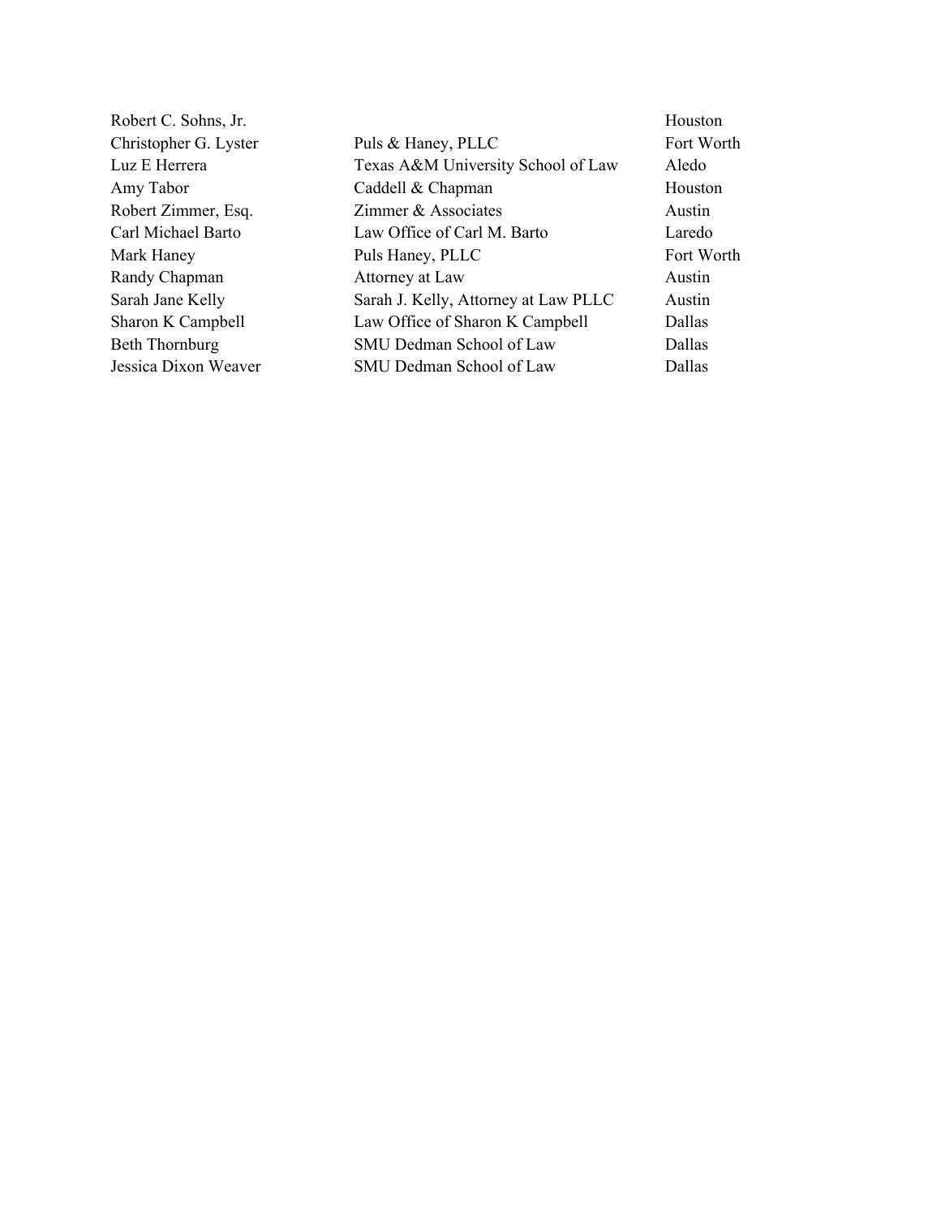| | | |
|---|---|---|
| Robert C. Sohns, Jr. | | Houston |
| Christopher G. Lyster | Puls & Haney, PLLC | Fort Worth |
| Luz E Herrera | Texas A&M University School of Law | Aledo |
| Amy Tabor | Caddell & Chapman | Houston |
| Robert Zimmer, Esq. | Zimmer & Associates | Austin |
| Carl Michael Barto | Law Office of Carl M. Barto | Laredo |
| Mark Haney | Puls Haney, PLLC | Fort Worth |
| Randy Chapman | Attorney at Law | Austin |
| Sarah Jane Kelly | Sarah J. Kelly, Attorney at Law PLLC | Austin |
| Sharon K Campbell | Law Office of Sharon K Campbell | Dallas |
| Beth Thornburg | SMU Dedman School of Law | Dallas |
| Jessica Dixon Weaver | SMU Dedman School of Law | Dallas |